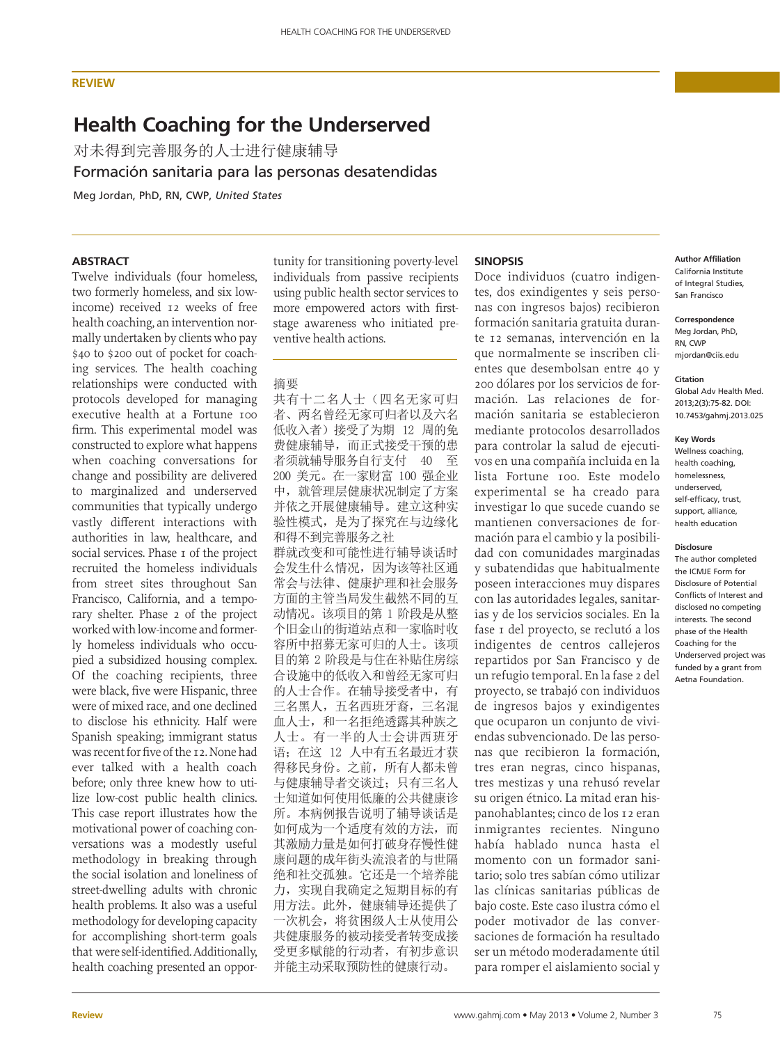REVIEW

# Health Coaching for the Underserved

对未得到完善服务的人士进行健康辅导

Formación sanitaria para las personas desatendidas

Meg Jordan, PhD, RN, CWP, *United States*

## ABSTRACT

Twelve individuals (four homeless, two formerly homeless, and six low-income) received 12 weeks of free health coaching, an intervention normally undertaken by clients who pay $40 to $200 out of pocket for coaching services. The health coaching relationships were conducted with protocols developed for managing executive health at a Fortune 100 firm. This experimental model was constructed to explore what happens when coaching conversations for change and possibility are delivered to marginalized and underserved communities that typically undergo vastly different interactions with authorities in law, healthcare, and social services. Phase 1 of the project recruited the homeless individuals from street sites throughout San Francisco, California, and a temporary shelter. Phase 2 of the project worked with low-income and formerly homeless individuals who occupied a subsidized housing complex. Of the coaching recipients, three were black, five were Hispanic, three were of mixed race, and one declined to disclose his ethnicity. Half were Spanish speaking; immigrant status was recent for five of the 12. None had ever talked with a health coach before; only three knew how to utilize low-cost public health clinics. This case report illustrates how the motivational power of coaching conversations was a modestly useful methodology in breaking through the social isolation and loneliness of street-dwelling adults with chronic health problems. It also was a useful methodology for developing capacity for accomplishing short-term goals that were self-identified. Additionally, health coaching presented an opportunity for transitioning poverty-level individuals from passive recipients using public health sector services to more empowered actors with first-stage awareness who initiated preventive health actions.

## 摘要

共有十二名人士（四名无家可归者、两名曾经无家可归者以及六名低收入者）接受了为期 12 周的免费健康辅导，而正式接受干预的患者须就辅导服务自行支付 40 至 200 美元。在一家财富 100 强企业中，就管理层健康状况制定了方案并依之开展健康辅导。建立这种实验性模式，是为了探究在与边缘化和得不到完善服务之社群就改变和可能性进行辅导谈话时会发生什么情况，因为该等社区通常会与法律、健康护理和社会服务方面的主管当局发生截然不同的互动情况。该项目的第 1 阶段是从整个旧金山的街道站点和一家临时收容所中招募无家可归的人士。该项目的第 2 阶段是与住在补贴住房综合设施中的低收入和曾经无家可归的人士合作。在辅导接受者中，有三名黑人，五名西班牙裔，三名混血人士，和一名拒绝透露其种族之人士。有一半的人士会讲西班牙语；在这 12 人中有五名最近才获得移民身份。之前，所有人都未曾与健康辅导者交谈过；只有三名人士知道如何使用低廉的公共健康诊所。本病例报告说明了辅导谈话是如何成为一个适度有效的方法，而其激励力量是如何打破身存慢性健康问题的成年街头流浪者的与世隔绝和社交孤独。它还是一个培养能力，实现自我确定之短期目标的有用方法。此外，健康辅导还提供了一次机会，将贫困线人士从使用公共健康服务的被动接受者转变成接受更多赋能的行动者，有初步意识并能主动采取预防性的健康行动。

## SINOPSIS

Doce individuos (cuatro indigentes, dos exindigentes y seis personas con ingresos bajos) recibieron formación sanitaria gratuita durante 12 semanas, intervención en la que normalmente se inscriben clientes que desembolsan entre 40 y 200 dólares por los servicios de formación. Las relaciones de formación sanitaria se establecieron mediante protocolos desarrollados para controlar la salud de ejecutivos en una compañía incluida en la lista Fortune 100. Este modelo experimental se ha creado para investigar lo que sucede cuando se mantienen conversaciones de formación para el cambio y la posibilidad con comunidades marginadas y subatendidas que habitualmente poseen interacciones muy dispares con las autoridades legales, sanitarias y de los servicios sociales. En la fase 1 del proyecto, se reclutó a los indigentes de centros callejeros repartidos por San Francisco y de un refugio temporal. En la fase 2 del proyecto, se trabajó con individuos de ingresos bajos y exindigentes que ocuparon un conjunto de viviendas subvencionado. De las personas que recibieron la formación, tres eran negras, cinco hispanas, tres mestizas y una rehusó revelar su origen étnico. La mitad eran hispanohablantes; cinco de los 12 eran inmigrantes recientes. Ninguno había hablado nunca hasta el momento con un formador sanitario; solo tres sabían cómo utilizar las clínicas sanitarias públicas de bajo coste. Este caso ilustra cómo el poder motivador de las conversaciones de formación ha resultado ser un método moderadamente útil para romper el aislamiento social y

**Author Affiliation**
California Institute of Integral Studies, San Francisco

**Correspondence**
Meg Jordan, PhD, RN, CWP
mjordan@ciis.edu

**Citation**
Global Adv Health Med. 2013;2(3):75-82. DOI: 10.7453/gahmj.2013.025

**Key Words**
Wellness coaching, health coaching, homelessness, underserved, self-efficacy, trust, support, alliance, health education

**Disclosure**
The author completed the ICMJE Form for Disclosure of Potential Conflicts of Interest and disclosed no competing interests. The second phase of the Health Coaching for the Underserved project was funded by a grant from Aetna Foundation.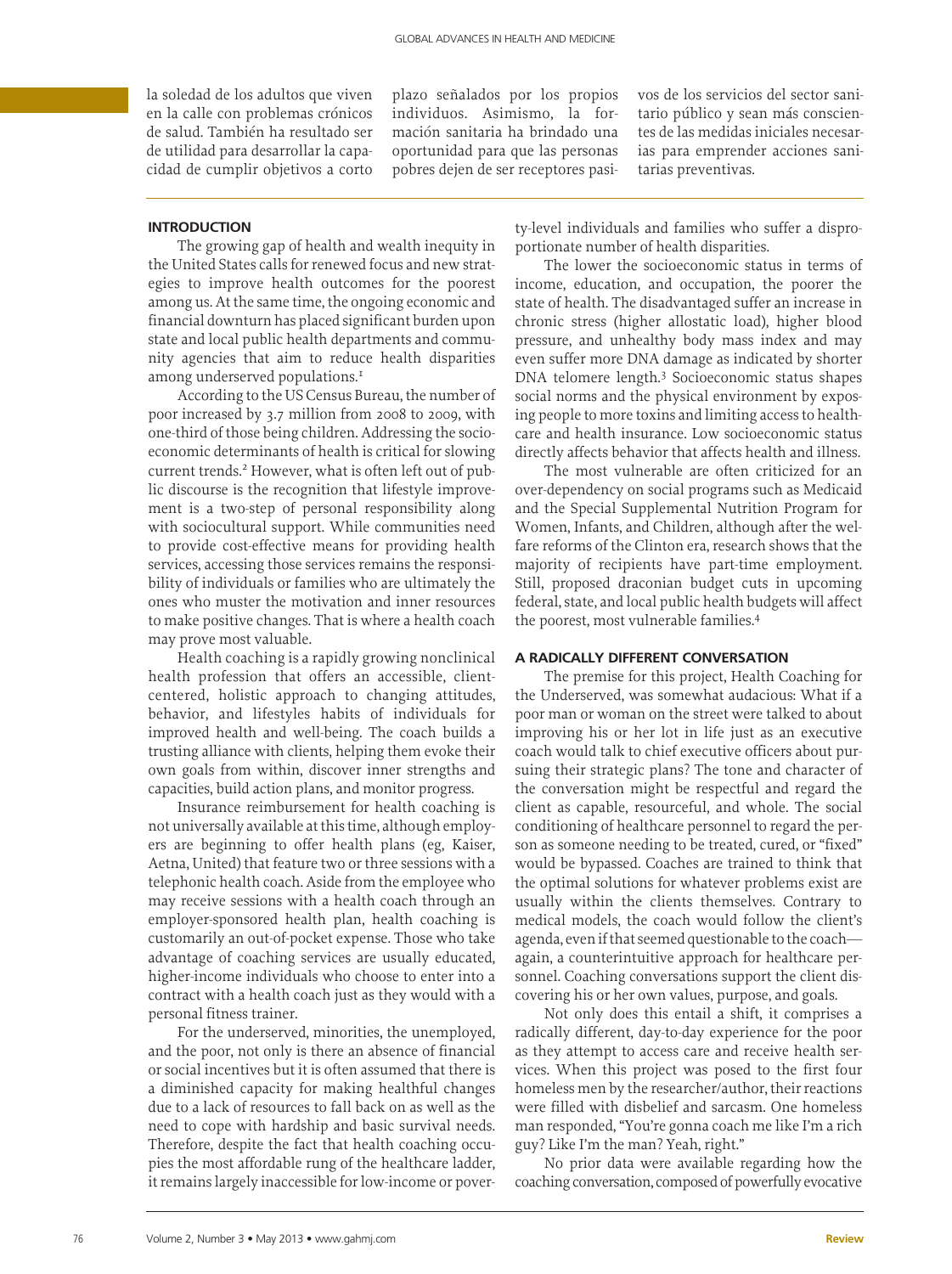la soledad de los adultos que viven en la calle con problemas crónicos de salud. También ha resultado ser de utilidad para desarrollar la capacidad de cumplir objetivos a corto plazo señalados por los propios individuos. Asimismo, la formación sanitaria ha brindado una oportunidad para que las personas pobres dejen de ser receptores pasivos de los servicios del sector sanitario público y sean más conscientes de las medidas iniciales necesarias para emprender acciones sanitarias preventivas.

## INTRODUCTION

The growing gap of health and wealth inequity in the United States calls for renewed focus and new strategies to improve health outcomes for the poorest among us. At the same time, the ongoing economic and financial downturn has placed significant burden upon state and local public health departments and community agencies that aim to reduce health disparities among underserved populations.[1]

According to the US Census Bureau, the number of poor increased by 3.7 million from 2008 to 2009, with one-third of those being children. Addressing the socioeconomic determinants of health is critical for slowing current trends.[2] However, what is often left out of public discourse is the recognition that lifestyle improvement is a two-step of personal responsibility along with sociocultural support. While communities need to provide cost-effective means for providing health services, accessing those services remains the responsibility of individuals or families who are ultimately the ones who muster the motivation and inner resources to make positive changes. That is where a health coach may prove most valuable.

Health coaching is a rapidly growing nonclinical health profession that offers an accessible, client-centered, holistic approach to changing attitudes, behavior, and lifestyles habits of individuals for improved health and well-being. The coach builds a trusting alliance with clients, helping them evoke their own goals from within, discover inner strengths and capacities, build action plans, and monitor progress.

Insurance reimbursement for health coaching is not universally available at this time, although employers are beginning to offer health plans (eg, Kaiser, Aetna, United) that feature two or three sessions with a telephonic health coach. Aside from the employee who may receive sessions with a health coach through an employer-sponsored health plan, health coaching is customarily an out-of-pocket expense. Those who take advantage of coaching services are usually educated, higher-income individuals who choose to enter into a contract with a health coach just as they would with a personal fitness trainer.

For the underserved, minorities, the unemployed, and the poor, not only is there an absence of financial or social incentives but it is often assumed that there is a diminished capacity for making healthful changes due to a lack of resources to fall back on as well as the need to cope with hardship and basic survival needs. Therefore, despite the fact that health coaching occupies the most affordable rung of the healthcare ladder, it remains largely inaccessible for low-income or poverty-level individuals and families who suffer a disproportionate number of health disparities.

The lower the socioeconomic status in terms of income, education, and occupation, the poorer the state of health. The disadvantaged suffer an increase in chronic stress (higher allostatic load), higher blood pressure, and unhealthy body mass index and may even suffer more DNA damage as indicated by shorter DNA telomere length.[3] Socioeconomic status shapes social norms and the physical environment by exposing people to more toxins and limiting access to healthcare and health insurance. Low socioeconomic status directly affects behavior that affects health and illness.

The most vulnerable are often criticized for an over-dependency on social programs such as Medicaid and the Special Supplemental Nutrition Program for Women, Infants, and Children, although after the welfare reforms of the Clinton era, research shows that the majority of recipients have part-time employment. Still, proposed draconian budget cuts in upcoming federal, state, and local public health budgets will affect the poorest, most vulnerable families.[4]

## A RADICALLY DIFFERENT CONVERSATION

The premise for this project, Health Coaching for the Underserved, was somewhat audacious: What if a poor man or woman on the street were talked to about improving his or her lot in life just as an executive coach would talk to chief executive officers about pursuing their strategic plans? The tone and character of the conversation might be respectful and regard the client as capable, resourceful, and whole. The social conditioning of healthcare personnel to regard the person as someone needing to be treated, cured, or "fixed" would be bypassed. Coaches are trained to think that the optimal solutions for whatever problems exist are usually within the clients themselves. Contrary to medical models, the coach would follow the client's agenda, even if that seemed questionable to the coach—again, a counterintuitive approach for healthcare personnel. Coaching conversations support the client discovering his or her own values, purpose, and goals.

Not only does this entail a shift, it comprises a radically different, day-to-day experience for the poor as they attempt to access care and receive health services. When this project was posed to the first four homeless men by the researcher/author, their reactions were filled with disbelief and sarcasm. One homeless man responded, "You're gonna coach me like I'm a rich guy? Like I'm the man? Yeah, right."

No prior data were available regarding how the coaching conversation, composed of powerfully evocative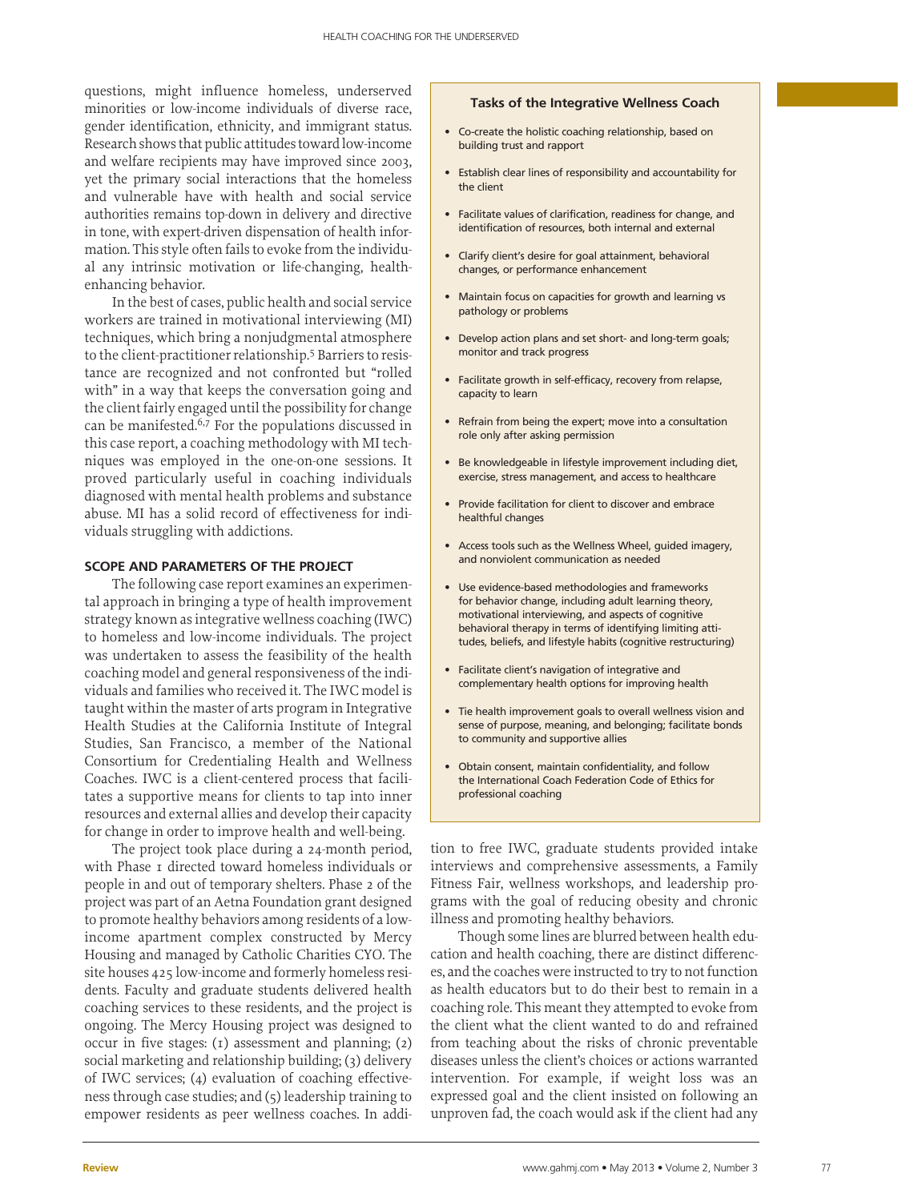questions, might influence homeless, underserved minorities or low-income individuals of diverse race, gender identification, ethnicity, and immigrant status. Research shows that public attitudes toward low-income and welfare recipients may have improved since 2003, yet the primary social interactions that the homeless and vulnerable have with health and social service authorities remains top-down in delivery and directive in tone, with expert-driven dispensation of health information. This style often fails to evoke from the individual any intrinsic motivation or life-changing, health-enhancing behavior.

In the best of cases, public health and social service workers are trained in motivational interviewing (MI) techniques, which bring a nonjudgmental atmosphere to the client-practitioner relationship.[5] Barriers to resistance are recognized and not confronted but "rolled with" in a way that keeps the conversation going and the client fairly engaged until the possibility for change can be manifested.[6,7] For the populations discussed in this case report, a coaching methodology with MI techniques was employed in the one-on-one sessions. It proved particularly useful in coaching individuals diagnosed with mental health problems and substance abuse. MI has a solid record of effectiveness for individuals struggling with addictions.

## SCOPE AND PARAMETERS OF THE PROJECT

The following case report examines an experimental approach in bringing a type of health improvement strategy known as integrative wellness coaching (IWC) to homeless and low-income individuals. The project was undertaken to assess the feasibility of the health coaching model and general responsiveness of the individuals and families who received it. The IWC model is taught within the master of arts program in Integrative Health Studies at the California Institute of Integral Studies, San Francisco, a member of the National Consortium for Credentialing Health and Wellness Coaches. IWC is a client-centered process that facilitates a supportive means for clients to tap into inner resources and external allies and develop their capacity for change in order to improve health and well-being.

The project took place during a 24-month period, with Phase 1 directed toward homeless individuals or people in and out of temporary shelters. Phase 2 of the project was part of an Aetna Foundation grant designed to promote healthy behaviors among residents of a low-income apartment complex constructed by Mercy Housing and managed by Catholic Charities CYO. The site houses 425 low-income and formerly homeless residents. Faculty and graduate students delivered health coaching services to these residents, and the project is ongoing. The Mercy Housing project was designed to occur in five stages: (1) assessment and planning; (2) social marketing and relationship building; (3) delivery of IWC services; (4) evaluation of coaching effectiveness through case studies; and (5) leadership training to empower residents as peer wellness coaches. In addition to free IWC, graduate students provided intake interviews and comprehensive assessments, a Family Fitness Fair, wellness workshops, and leadership programs with the goal of reducing obesity and chronic illness and promoting healthy behaviors.

Though some lines are blurred between health education and health coaching, there are distinct differences, and the coaches were instructed to try to not function as health educators but to do their best to remain in a coaching role. This meant they attempted to evoke from the client what the client wanted to do and refrained from teaching about the risks of chronic preventable diseases unless the client's choices or actions warranted intervention. For example, if weight loss was an expressed goal and the client insisted on following an unproven fad, the coach would ask if the client had any

### Tasks of the Integrative Wellness Coach

- Co-create the holistic coaching relationship, based on building trust and rapport
- Establish clear lines of responsibility and accountability for the client
- Facilitate values of clarification, readiness for change, and identification of resources, both internal and external
- Clarify client's desire for goal attainment, behavioral changes, or performance enhancement
- Maintain focus on capacities for growth and learning vs pathology or problems
- Develop action plans and set short- and long-term goals; monitor and track progress
- Facilitate growth in self-efficacy, recovery from relapse, capacity to learn
- Refrain from being the expert; move into a consultation role only after asking permission
- Be knowledgeable in lifestyle improvement including diet, exercise, stress management, and access to healthcare
- Provide facilitation for client to discover and embrace healthful changes
- Access tools such as the Wellness Wheel, guided imagery, and nonviolent communication as needed
- Use evidence-based methodologies and frameworks for behavior change, including adult learning theory, motivational interviewing, and aspects of cognitive behavioral therapy in terms of identifying limiting attitudes, beliefs, and lifestyle habits (cognitive restructuring)
- Facilitate client's navigation of integrative and complementary health options for improving health
- Tie health improvement goals to overall wellness vision and sense of purpose, meaning, and belonging; facilitate bonds to community and supportive allies
- Obtain consent, maintain confidentiality, and follow the International Coach Federation Code of Ethics for professional coaching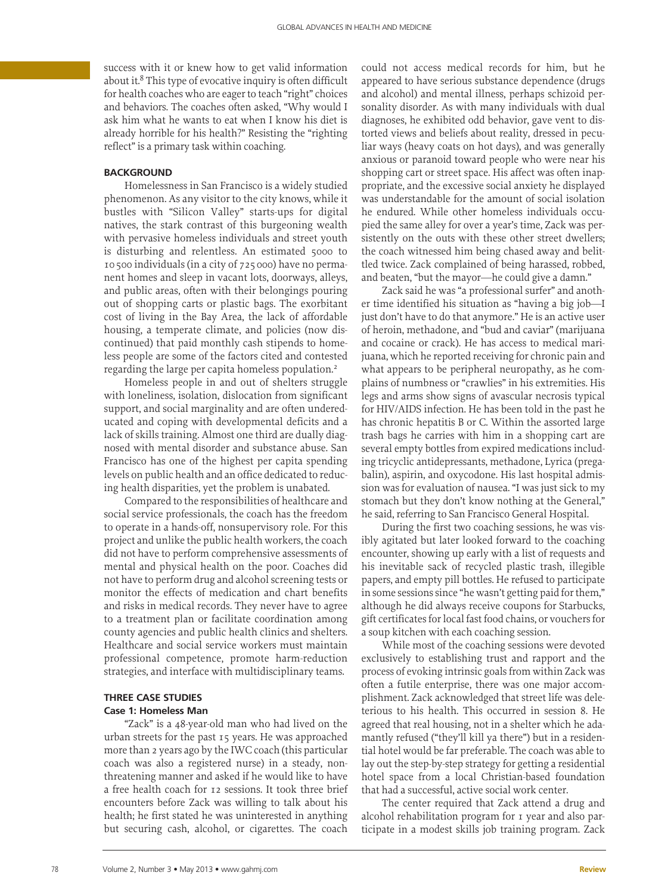success with it or knew how to get valid information about it.[8] This type of evocative inquiry is often difficult for health coaches who are eager to teach "right" choices and behaviors. The coaches often asked, "Why would I ask him what he wants to eat when I know his diet is already horrible for his health?" Resisting the "righting reflect" is a primary task within coaching.

## BACKGROUND

Homelessness in San Francisco is a widely studied phenomenon. As any visitor to the city knows, while it bustles with "Silicon Valley" starts-ups for digital natives, the stark contrast of this burgeoning wealth with pervasive homeless individuals and street youth is disturbing and relentless. An estimated 5000 to 10 500 individuals (in a city of 725 000) have no permanent homes and sleep in vacant lots, doorways, alleys, and public areas, often with their belongings pouring out of shopping carts or plastic bags. The exorbitant cost of living in the Bay Area, the lack of affordable housing, a temperate climate, and policies (now discontinued) that paid monthly cash stipends to homeless people are some of the factors cited and contested regarding the large per capita homeless population.[2]

Homeless people in and out of shelters struggle with loneliness, isolation, dislocation from significant support, and social marginality and are often undereducated and coping with developmental deficits and a lack of skills training. Almost one third are dually diagnosed with mental disorder and substance abuse. San Francisco has one of the highest per capita spending levels on public health and an office dedicated to reducing health disparities, yet the problem is unabated.

Compared to the responsibilities of healthcare and social service professionals, the coach has the freedom to operate in a hands-off, nonsupervisory role. For this project and unlike the public health workers, the coach did not have to perform comprehensive assessments of mental and physical health on the poor. Coaches did not have to perform drug and alcohol screening tests or monitor the effects of medication and chart benefits and risks in medical records. They never have to agree to a treatment plan or facilitate coordination among county agencies and public health clinics and shelters. Healthcare and social service workers must maintain professional competence, promote harm-reduction strategies, and interface with multidisciplinary teams.

## THREE CASE STUDIES

### Case 1: Homeless Man

"Zack" is a 48-year-old man who had lived on the urban streets for the past 15 years. He was approached more than 2 years ago by the IWC coach (this particular coach was also a registered nurse) in a steady, nonthreatening manner and asked if he would like to have a free health coach for 12 sessions. It took three brief encounters before Zack was willing to talk about his health; he first stated he was uninterested in anything but securing cash, alcohol, or cigarettes. The coach could not access medical records for him, but he appeared to have serious substance dependence (drugs and alcohol) and mental illness, perhaps schizoid personality disorder. As with many individuals with dual diagnoses, he exhibited odd behavior, gave vent to distorted views and beliefs about reality, dressed in peculiar ways (heavy coats on hot days), and was generally anxious or paranoid toward people who were near his shopping cart or street space. His affect was often inappropriate, and the excessive social anxiety he displayed was understandable for the amount of social isolation he endured. While other homeless individuals occupied the same alley for over a year's time, Zack was persistently on the outs with these other street dwellers; the coach witnessed him being chased away and belittled twice. Zack complained of being harassed, robbed, and beaten, "but the mayor—he could give a damn."

Zack said he was "a professional surfer" and another time identified his situation as "having a big job—I just don't have to do that anymore." He is an active user of heroin, methadone, and "bud and caviar" (marijuana and cocaine or crack). He has access to medical marijuana, which he reported receiving for chronic pain and what appears to be peripheral neuropathy, as he complains of numbness or "crawlies" in his extremities. His legs and arms show signs of avascular necrosis typical for HIV/AIDS infection. He has been told in the past he has chronic hepatitis B or C. Within the assorted large trash bags he carries with him in a shopping cart are several empty bottles from expired medications including tricyclic antidepressants, methadone, Lyrica (pregabalin), aspirin, and oxycodone. His last hospital admission was for evaluation of nausea. "I was just sick to my stomach but they don't know nothing at the General," he said, referring to San Francisco General Hospital.

During the first two coaching sessions, he was visibly agitated but later looked forward to the coaching encounter, showing up early with a list of requests and his inevitable sack of recycled plastic trash, illegible papers, and empty pill bottles. He refused to participate in some sessions since "he wasn't getting paid for them," although he did always receive coupons for Starbucks, gift certificates for local fast food chains, or vouchers for a soup kitchen with each coaching session.

While most of the coaching sessions were devoted exclusively to establishing trust and rapport and the process of evoking intrinsic goals from within Zack was often a futile enterprise, there was one major accomplishment. Zack acknowledged that street life was deleterious to his health. This occurred in session 8. He agreed that real housing, not in a shelter which he adamantly refused ("they'll kill ya there") but in a residential hotel would be far preferable. The coach was able to lay out the step-by-step strategy for getting a residential hotel space from a local Christian-based foundation that had a successful, active social work center.

The center required that Zack attend a drug and alcohol rehabilitation program for 1 year and also participate in a modest skills job training program. Zack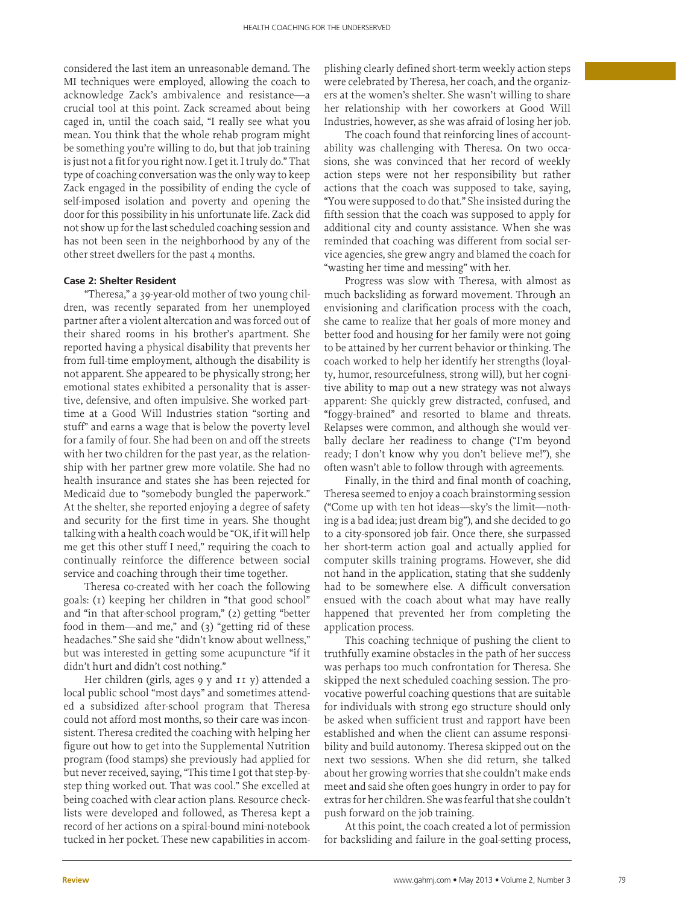considered the last item an unreasonable demand. The MI techniques were employed, allowing the coach to acknowledge Zack's ambivalence and resistance—a crucial tool at this point. Zack screamed about being caged in, until the coach said, "I really see what you mean. You think that the whole rehab program might be something you're willing to do, but that job training is just not a fit for you right now. I get it. I truly do." That type of coaching conversation was the only way to keep Zack engaged in the possibility of ending the cycle of self-imposed isolation and poverty and opening the door for this possibility in his unfortunate life. Zack did not show up for the last scheduled coaching session and has not been seen in the neighborhood by any of the other street dwellers for the past 4 months.

### Case 2: Shelter Resident

"Theresa," a 39-year-old mother of two young children, was recently separated from her unemployed partner after a violent altercation and was forced out of their shared rooms in his brother's apartment. She reported having a physical disability that prevents her from full-time employment, although the disability is not apparent. She appeared to be physically strong; her emotional states exhibited a personality that is assertive, defensive, and often impulsive. She worked part-time at a Good Will Industries station "sorting and stuff" and earns a wage that is below the poverty level for a family of four. She had been on and off the streets with her two children for the past year, as the relationship with her partner grew more volatile. She had no health insurance and states she has been rejected for Medicaid due to "somebody bungled the paperwork." At the shelter, she reported enjoying a degree of safety and security for the first time in years. She thought talking with a health coach would be "OK, if it will help me get this other stuff I need," requiring the coach to continually reinforce the difference between social service and coaching through their time together.

Theresa co-created with her coach the following goals: (1) keeping her children in "that good school" and "in that after-school program," (2) getting "better food in them—and me," and (3) "getting rid of these headaches." She said she "didn't know about wellness," but was interested in getting some acupuncture "if it didn't hurt and didn't cost nothing."

Her children (girls, ages 9 y and 11 y) attended a local public school "most days" and sometimes attended a subsidized after-school program that Theresa could not afford most months, so their care was inconsistent. Theresa credited the coaching with helping her figure out how to get into the Supplemental Nutrition program (food stamps) she previously had applied for but never received, saying, "This time I got that step-by-step thing worked out. That was cool." She excelled at being coached with clear action plans. Resource checklists were developed and followed, as Theresa kept a record of her actions on a spiral-bound mini-notebook tucked in her pocket. These new capabilities in accomplishing clearly defined short-term weekly action steps were celebrated by Theresa, her coach, and the organizers at the women's shelter. She wasn't willing to share her relationship with her coworkers at Good Will Industries, however, as she was afraid of losing her job.

The coach found that reinforcing lines of accountability was challenging with Theresa. On two occasions, she was convinced that her record of weekly action steps were not her responsibility but rather actions that the coach was supposed to take, saying, "You were supposed to do that." She insisted during the fifth session that the coach was supposed to apply for additional city and county assistance. When she was reminded that coaching was different from social service agencies, she grew angry and blamed the coach for "wasting her time and messing" with her.

Progress was slow with Theresa, with almost as much backsliding as forward movement. Through an envisioning and clarification process with the coach, she came to realize that her goals of more money and better food and housing for her family were not going to be attained by her current behavior or thinking. The coach worked to help her identify her strengths (loyalty, humor, resourcefulness, strong will), but her cognitive ability to map out a new strategy was not always apparent: She quickly grew distracted, confused, and "foggy-brained" and resorted to blame and threats. Relapses were common, and although she would verbally declare her readiness to change ("I'm beyond ready; I don't know why you don't believe me!"), she often wasn't able to follow through with agreements.

Finally, in the third and final month of coaching, Theresa seemed to enjoy a coach brainstorming session ("Come up with ten hot ideas—sky's the limit—nothing is a bad idea; just dream big"), and she decided to go to a city-sponsored job fair. Once there, she surpassed her short-term action goal and actually applied for computer skills training programs. However, she did not hand in the application, stating that she suddenly had to be somewhere else. A difficult conversation ensued with the coach about what may have really happened that prevented her from completing the application process.

This coaching technique of pushing the client to truthfully examine obstacles in the path of her success was perhaps too much confrontation for Theresa. She skipped the next scheduled coaching session. The provocative powerful coaching questions that are suitable for individuals with strong ego structure should only be asked when sufficient trust and rapport have been established and when the client can assume responsibility and build autonomy. Theresa skipped out on the next two sessions. When she did return, she talked about her growing worries that she couldn't make ends meet and said she often goes hungry in order to pay for extras for her children. She was fearful that she couldn't push forward on the job training.

At this point, the coach created a lot of permission for backsliding and failure in the goal-setting process,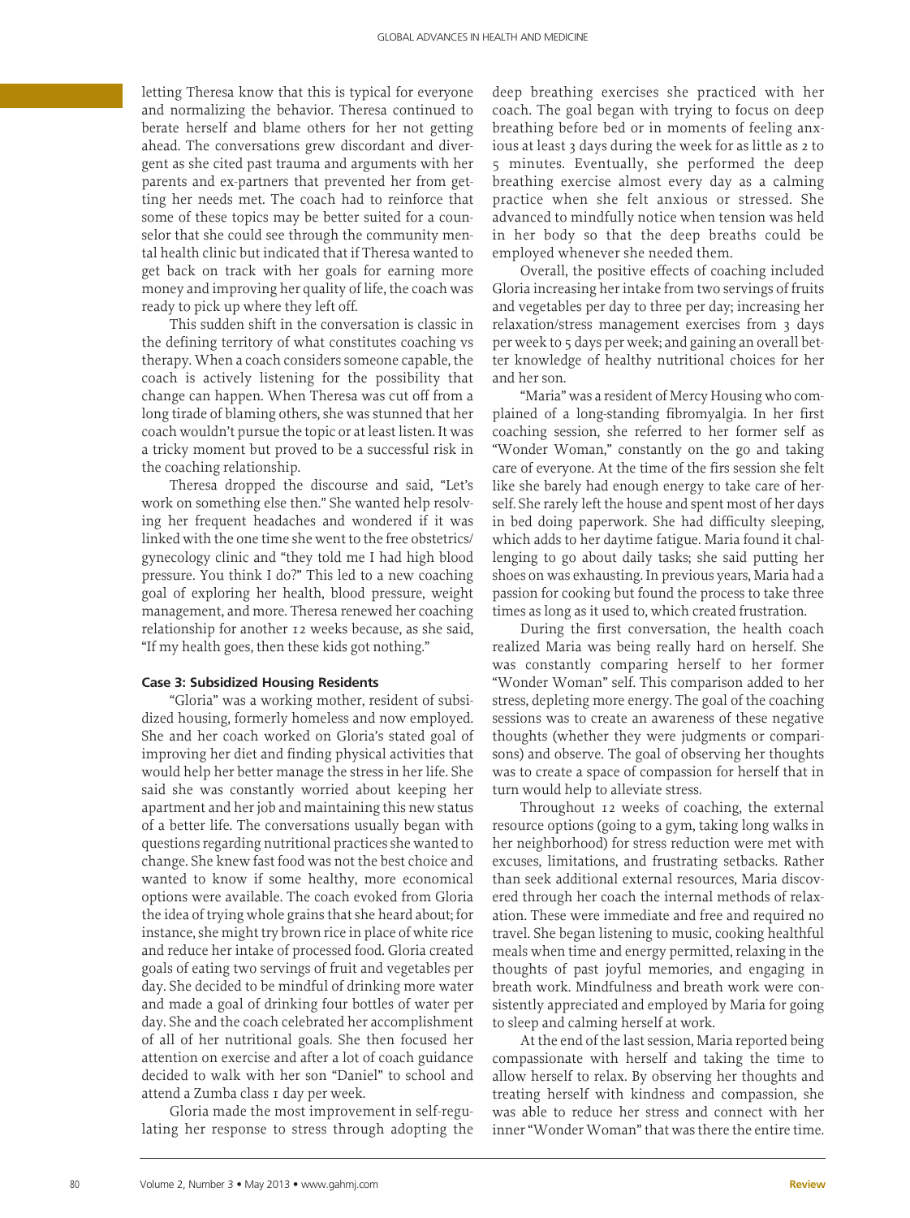letting Theresa know that this is typical for everyone and normalizing the behavior. Theresa continued to berate herself and blame others for her not getting ahead. The conversations grew discordant and divergent as she cited past trauma and arguments with her parents and ex-partners that prevented her from getting her needs met. The coach had to reinforce that some of these topics may be better suited for a counselor that she could see through the community mental health clinic but indicated that if Theresa wanted to get back on track with her goals for earning more money and improving her quality of life, the coach was ready to pick up where they left off.

This sudden shift in the conversation is classic in the defining territory of what constitutes coaching vs therapy. When a coach considers someone capable, the coach is actively listening for the possibility that change can happen. When Theresa was cut off from a long tirade of blaming others, she was stunned that her coach wouldn't pursue the topic or at least listen. It was a tricky moment but proved to be a successful risk in the coaching relationship.

Theresa dropped the discourse and said, "Let's work on something else then." She wanted help resolving her frequent headaches and wondered if it was linked with the one time she went to the free obstetrics/gynecology clinic and "they told me I had high blood pressure. You think I do?" This led to a new coaching goal of exploring her health, blood pressure, weight management, and more. Theresa renewed her coaching relationship for another 12 weeks because, as she said, "If my health goes, then these kids got nothing."

### Case 3: Subsidized Housing Residents

"Gloria" was a working mother, resident of subsidized housing, formerly homeless and now employed. She and her coach worked on Gloria's stated goal of improving her diet and finding physical activities that would help her better manage the stress in her life. She said she was constantly worried about keeping her apartment and her job and maintaining this new status of a better life. The conversations usually began with questions regarding nutritional practices she wanted to change. She knew fast food was not the best choice and wanted to know if some healthy, more economical options were available. The coach evoked from Gloria the idea of trying whole grains that she heard about; for instance, she might try brown rice in place of white rice and reduce her intake of processed food. Gloria created goals of eating two servings of fruit and vegetables per day. She decided to be mindful of drinking more water and made a goal of drinking four bottles of water per day. She and the coach celebrated her accomplishment of all of her nutritional goals. She then focused her attention on exercise and after a lot of coach guidance decided to walk with her son "Daniel" to school and attend a Zumba class 1 day per week.

Gloria made the most improvement in self-regulating her response to stress through adopting the deep breathing exercises she practiced with her coach. The goal began with trying to focus on deep breathing before bed or in moments of feeling anxious at least 3 days during the week for as little as 2 to 5 minutes. Eventually, she performed the deep breathing exercise almost every day as a calming practice when she felt anxious or stressed. She advanced to mindfully notice when tension was held in her body so that the deep breaths could be employed whenever she needed them.

Overall, the positive effects of coaching included Gloria increasing her intake from two servings of fruits and vegetables per day to three per day; increasing her relaxation/stress management exercises from 3 days per week to 5 days per week; and gaining an overall better knowledge of healthy nutritional choices for her and her son.

"Maria" was a resident of Mercy Housing who complained of a long-standing fibromyalgia. In her first coaching session, she referred to her former self as "Wonder Woman," constantly on the go and taking care of everyone. At the time of the firs session she felt like she barely had enough energy to take care of herself. She rarely left the house and spent most of her days in bed doing paperwork. She had difficulty sleeping, which adds to her daytime fatigue. Maria found it challenging to go about daily tasks; she said putting her shoes on was exhausting. In previous years, Maria had a passion for cooking but found the process to take three times as long as it used to, which created frustration.

During the first conversation, the health coach realized Maria was being really hard on herself. She was constantly comparing herself to her former "Wonder Woman" self. This comparison added to her stress, depleting more energy. The goal of the coaching sessions was to create an awareness of these negative thoughts (whether they were judgments or comparisons) and observe. The goal of observing her thoughts was to create a space of compassion for herself that in turn would help to alleviate stress.

Throughout 12 weeks of coaching, the external resource options (going to a gym, taking long walks in her neighborhood) for stress reduction were met with excuses, limitations, and frustrating setbacks. Rather than seek additional external resources, Maria discovered through her coach the internal methods of relaxation. These were immediate and free and required no travel. She began listening to music, cooking healthful meals when time and energy permitted, relaxing in the thoughts of past joyful memories, and engaging in breath work. Mindfulness and breath work were consistently appreciated and employed by Maria for going to sleep and calming herself at work.

At the end of the last session, Maria reported being compassionate with herself and taking the time to allow herself to relax. By observing her thoughts and treating herself with kindness and compassion, she was able to reduce her stress and connect with her inner "Wonder Woman" that was there the entire time.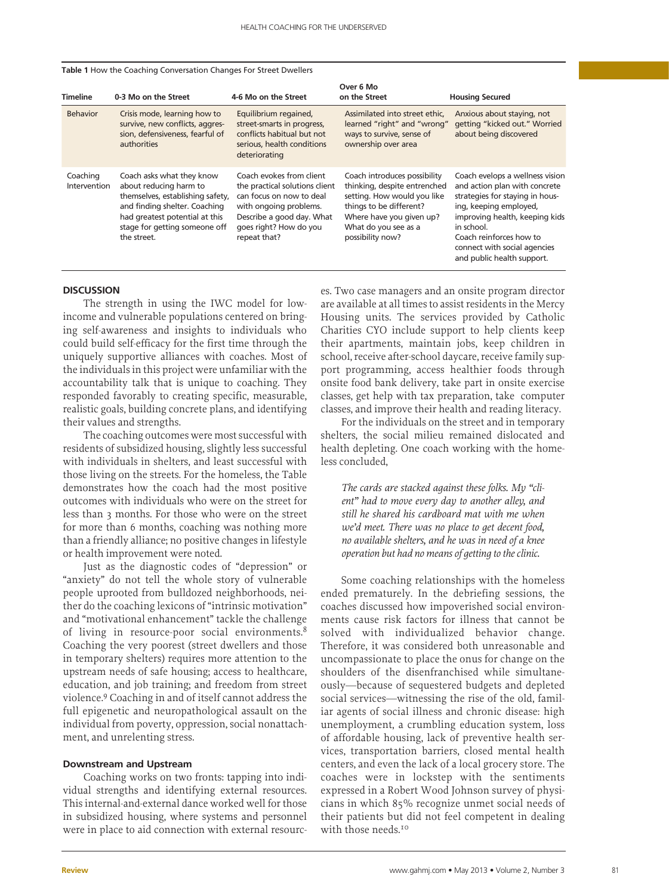**Table 1** How the Coaching Conversation Changes For Street Dwellers

| Timeline | 0-3 Mo on the Street | 4-6 Mo on the Street | Over 6 Mo on the Street | Housing Secured |
|---|---|---|---|---|
| Behavior | Crisis mode, learning how to survive, new conflicts, aggression, defensiveness, fearful of authorities | Equilibrium regained, street-smarts in progress, conflicts habitual but not serious, health conditions deteriorating | Assimilated into street ethic, learned "right" and "wrong" ways to survive, sense of ownership over area | Anxious about staying, not getting "kicked out." Worried about being discovered |
| Coaching Intervention | Coach asks what they know about reducing harm to themselves, establishing safety, and finding shelter. Coaching had greatest potential at this stage for getting someone off the street. | Coach evokes from client the practical solutions client can focus on now to deal with ongoing problems. Describe a good day. What goes right? How do you repeat that? | Coach introduces possibility thinking, despite entrenched setting. How would you like things to be different? Where have you given up? What do you see as a possibility now? | Coach evelops a wellness vision and action plan with concrete strategies for staying in housing, keeping employed, improving health, keeping kids in school. Coach reinforces how to connect with social agencies and public health support. |

## DISCUSSION

The strength in using the IWC model for low-income and vulnerable populations centered on bringing self-awareness and insights to individuals who could build self-efficacy for the first time through the uniquely supportive alliances with coaches. Most of the individuals in this project were unfamiliar with the accountability talk that is unique to coaching. They responded favorably to creating specific, measurable, realistic goals, building concrete plans, and identifying their values and strengths.

The coaching outcomes were most successful with residents of subsidized housing, slightly less successful with individuals in shelters, and least successful with those living on the streets. For the homeless, the Table demonstrates how the coach had the most positive outcomes with individuals who were on the street for less than 3 months. For those who were on the street for more than 6 months, coaching was nothing more than a friendly alliance; no positive changes in lifestyle or health improvement were noted.

Just as the diagnostic codes of "depression" or "anxiety" do not tell the whole story of vulnerable people uprooted from bulldozed neighborhoods, neither do the coaching lexicons of "intrinsic motivation" and "motivational enhancement" tackle the challenge of living in resource-poor social environments.[8] Coaching the very poorest (street dwellers and those in temporary shelters) requires more attention to the upstream needs of safe housing; access to healthcare, education, and job training; and freedom from street violence.[9] Coaching in and of itself cannot address the full epigenetic and neuropathological assault on the individual from poverty, oppression, social nonattachment, and unrelenting stress.

### Downstream and Upstream

Coaching works on two fronts: tapping into individual strengths and identifying external resources. This internal-and-external dance worked well for those in subsidized housing, where systems and personnel were in place to aid connection with external resources. Two case managers and an onsite program director are available at all times to assist residents in the Mercy Housing units. The services provided by Catholic Charities CYO include support to help clients keep their apartments, maintain jobs, keep children in school, receive after-school daycare, receive family support programming, access healthier foods through onsite food bank delivery, take part in onsite exercise classes, get help with tax preparation, take computer classes, and improve their health and reading literacy.

For the individuals on the street and in temporary shelters, the social milieu remained dislocated and health depleting. One coach working with the homeless concluded,

> *The cards are stacked against these folks. My "client" had to move every day to another alley, and still he shared his cardboard mat with me when we'd meet. There was no place to get decent food, no available shelters, and he was in need of a knee operation but had no means of getting to the clinic.*

Some coaching relationships with the homeless ended prematurely. In the debriefing sessions, the coaches discussed how impoverished social environments cause risk factors for illness that cannot be solved with individualized behavior change. Therefore, it was considered both unreasonable and uncompassionate to place the onus for change on the shoulders of the disenfranchised while simultaneously—because of sequestered budgets and depleted social services—witnessing the rise of the old, familiar agents of social illness and chronic disease: high unemployment, a crumbling education system, loss of affordable housing, lack of preventive health services, transportation barriers, closed mental health centers, and even the lack of a local grocery store. The coaches were in lockstep with the sentiments expressed in a Robert Wood Johnson survey of physicians in which 85% recognize unmet social needs of their patients but did not feel competent in dealing with those needs.[10]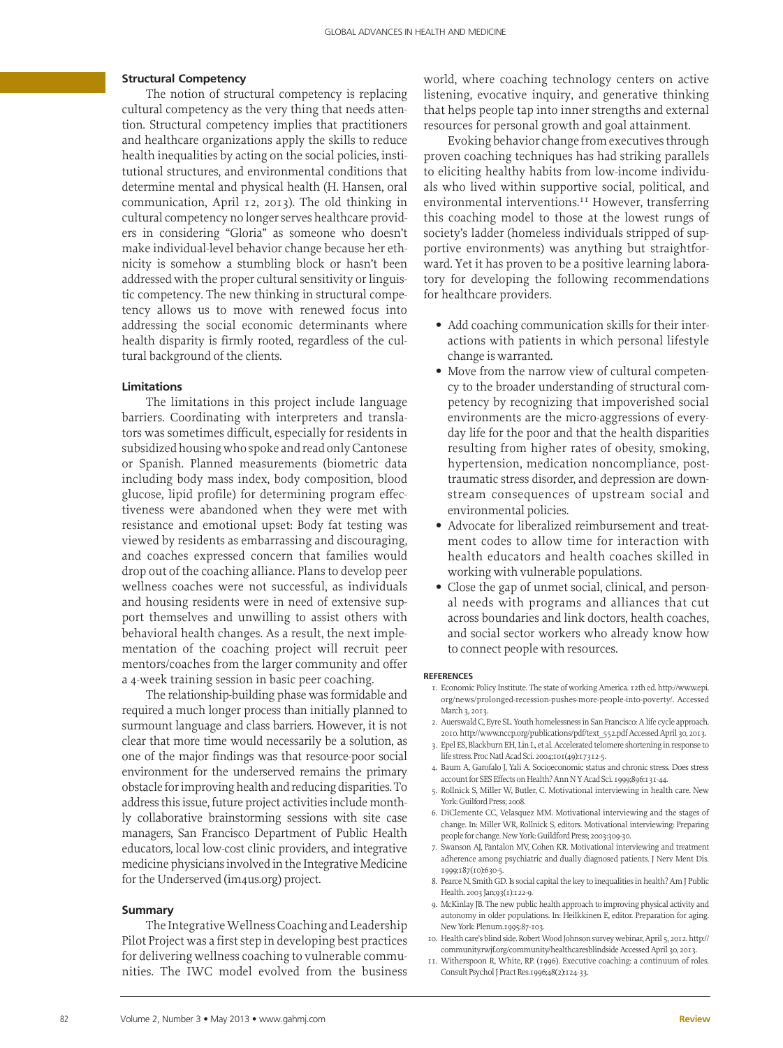## Structural Competency

The notion of structural competency is replacing cultural competency as the very thing that needs attention. Structural competency implies that practitioners and healthcare organizations apply the skills to reduce health inequalities by acting on the social policies, institutional structures, and environmental conditions that determine mental and physical health (H. Hansen, oral communication, April 12, 2013). The old thinking in cultural competency no longer serves healthcare providers in considering "Gloria" as someone who doesn't make individual-level behavior change because her ethnicity is somehow a stumbling block or hasn't been addressed with the proper cultural sensitivity or linguistic competency. The new thinking in structural competency allows us to move with renewed focus into addressing the social economic determinants where health disparity is firmly rooted, regardless of the cultural background of the clients.

## Limitations

The limitations in this project include language barriers. Coordinating with interpreters and translators was sometimes difficult, especially for residents in subsidized housing who spoke and read only Cantonese or Spanish. Planned measurements (biometric data including body mass index, body composition, blood glucose, lipid profile) for determining program effectiveness were abandoned when they were met with resistance and emotional upset: Body fat testing was viewed by residents as embarrassing and discouraging, and coaches expressed concern that families would drop out of the coaching alliance. Plans to develop peer wellness coaches were not successful, as individuals and housing residents were in need of extensive support themselves and unwilling to assist others with behavioral health changes. As a result, the next implementation of the coaching project will recruit peer mentors/coaches from the larger community and offer a 4-week training session in basic peer coaching.

The relationship-building phase was formidable and required a much longer process than initially planned to surmount language and class barriers. However, it is not clear that more time would necessarily be a solution, as one of the major findings was that resource-poor social environment for the underserved remains the primary obstacle for improving health and reducing disparities. To address this issue, future project activities include monthly collaborative brainstorming sessions with site case managers, San Francisco Department of Public Health educators, local low-cost clinic providers, and integrative medicine physicians involved in the Integrative Medicine for the Underserved (im4us.org) project.

## Summary

The Integrative Wellness Coaching and Leadership Pilot Project was a first step in developing best practices for delivering wellness coaching to vulnerable communities. The IWC model evolved from the business world, where coaching technology centers on active listening, evocative inquiry, and generative thinking that helps people tap into inner strengths and external resources for personal growth and goal attainment.

Evoking behavior change from executives through proven coaching techniques has had striking parallels to eliciting healthy habits from low-income individuals who lived within supportive social, political, and environmental interventions.[11] However, transferring this coaching model to those at the lowest rungs of society's ladder (homeless individuals stripped of supportive environments) was anything but straightforward. Yet it has proven to be a positive learning laboratory for developing the following recommendations for healthcare providers.

- Add coaching communication skills for their interactions with patients in which personal lifestyle change is warranted.
- Move from the narrow view of cultural competency to the broader understanding of structural competency by recognizing that impoverished social environments are the micro-aggressions of everyday life for the poor and that the health disparities resulting from higher rates of obesity, smoking, hypertension, medication noncompliance, posttraumatic stress disorder, and depression are downstream consequences of upstream social and environmental policies.
- Advocate for liberalized reimbursement and treatment codes to allow time for interaction with health educators and health coaches skilled in working with vulnerable populations.
- Close the gap of unmet social, clinical, and personal needs with programs and alliances that cut across boundaries and link doctors, health coaches, and social sector workers who already know how to connect people with resources.

## REFERENCES

1. Economic Policy Institute. The state of working America. 12th ed. http://www.epi.org/news/prolonged-recession-pushes-more-people-into-poverty/. Accessed March 3, 2013.
2. Auerswald C, Eyre SL. Youth homelessness in San Francisco: A life cycle approach. 2010. http://www.nccp.org/publications/pdf/text_552.pdf Accessed April 30, 2013.
3. Epel ES, Blackburn EH, Lin L, et al. Accelerated telomere shortening in response to life stress. Proc Natl Acad Sci. 2004;101(49):17312-5.
4. Baum A, Garofalo J, Yali A. Socioeconomic status and chronic stress. Does stress account for SES Effects on Health? Ann N Y Acad Sci. 1999;896:131-44.
5. Rollnick S, Miller W, Butler, C. Motivational interviewing in health care. New York: Guilford Press; 2008.
6. DiClemente CC, Velasquez MM. Motivational interviewing and the stages of change. In: Miller WR, Rollnick S, editors. Motivational interviewing: Preparing people for change. New York: Guildford Press; 2003:309-30.
7. Swanson AJ, Pantalon MV, Cohen KR. Motivational interviewing and treatment adherence among psychiatric and dually diagnosed patients. J Nerv Ment Dis. 1999;187(10):630-5.
8. Pearce N, Smith GD. Is social capital the key to inequalities in health? Am J Public Health. 2003 Jan;93(1):122-9.
9. McKinlay JB. The new public health approach to improving physical activity and autonomy in older populations. In: Heilkkinen E, editor. Preparation for aging. New York: Plenum.1995:87-103.
10. Health care's blind side. Robert Wood Johnson survey webinar, April 5, 2012. http://community.rwjf.org/community/healthcaresblindside Accessed April 30, 2013.
11. Witherspoon R, White, RP. (1996). Executive coaching: a continuum of roles. Consult Psychol J Pract Res.1996;48(2):124-33.